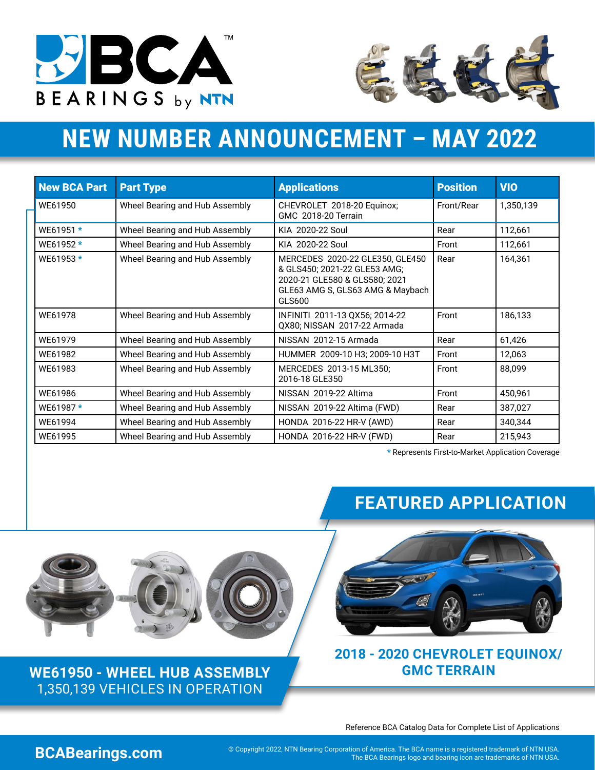# NEW NUMBER ANNOUNCEMENT – MAY 2022

| New BCA Part | Part Type | Applications | Position | VIO |
|---|---|---|---|---|
| WE61950 | Wheel Bearing and Hub Assembly | CHEVROLET 2018-20 Equinox; GMC 2018-20 Terrain | Front/Rear | 1,350,139 |
| WE61951 * | Wheel Bearing and Hub Assembly | KIA 2020-22 Soul | Rear | 112,661 |
| WE61952 * | Wheel Bearing and Hub Assembly | KIA 2020-22 Soul | Front | 112,661 |
| WE61953 * | Wheel Bearing and Hub Assembly | MERCEDES 2020-22 GLE350, GLE450 & GLS450; 2021-22 GLE53 AMG; 2020-21 GLE580 & GLS580; 2021 GLE63 AMG S, GLS63 AMG & Maybach GLS600 | Rear | 164,361 |
| WE61978 | Wheel Bearing and Hub Assembly | INFINITI 2011-13 QX56; 2014-22 QX80; NISSAN 2017-22 Armada | Front | 186,133 |
| WE61979 | Wheel Bearing and Hub Assembly | NISSAN 2012-15 Armada | Rear | 61,426 |
| WE61982 | Wheel Bearing and Hub Assembly | HUMMER 2009-10 H3; 2009-10 H3T | Front | 12,063 |
| WE61983 | Wheel Bearing and Hub Assembly | MERCEDES 2013-15 ML350; 2016-18 GLE350 | Front | 88,099 |
| WE61986 | Wheel Bearing and Hub Assembly | NISSAN 2019-22 Altima | Front | 450,961 |
| WE61987 * | Wheel Bearing and Hub Assembly | NISSAN 2019-22 Altima (FWD) | Rear | 387,027 |
| WE61994 | Wheel Bearing and Hub Assembly | HONDA 2016-22 HR-V (AWD) | Rear | 340,344 |
| WE61995 | Wheel Bearing and Hub Assembly | HONDA 2016-22 HR-V (FWD) | Rear | 215,943 |

* Represents First-to-Market Application Coverage

## FEATURED APPLICATION

**WE61950 - WHEEL HUB ASSEMBLY**
1,350,139 VEHICLES IN OPERATION

**2018 - 2020 CHEVROLET EQUINOX/ GMC TERRAIN**

Reference BCA Catalog Data for Complete List of Applications

**BCABearings.com**

© Copyright 2022, NTN Bearing Corporation of America. The BCA name is a registered trademark of NTN USA. The BCA Bearings logo and bearing icon are trademarks of NTN USA.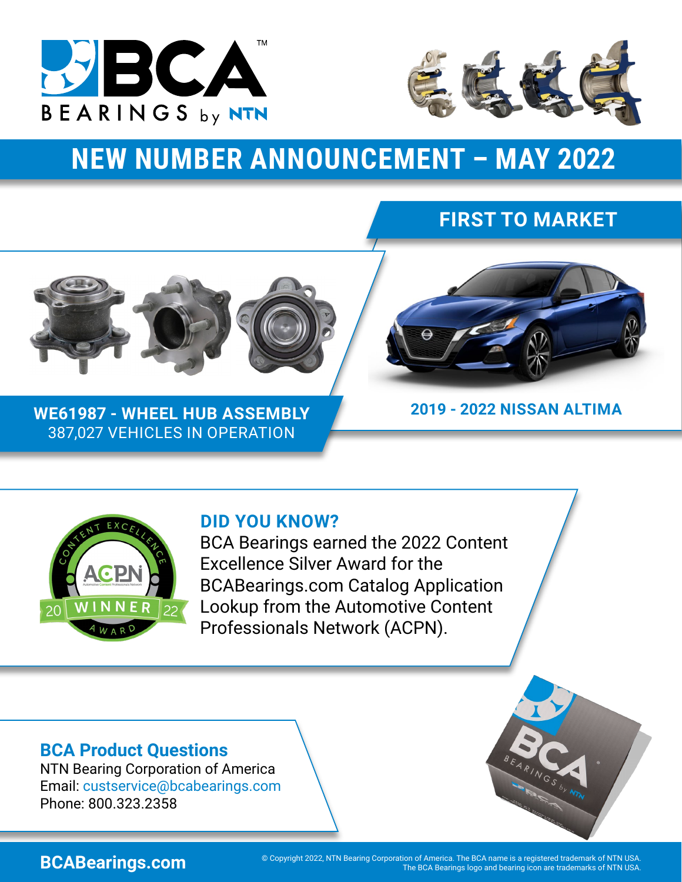# NEW NUMBER ANNOUNCEMENT – MAY 2022

## FIRST TO MARKET

**WE61987 - WHEEL HUB ASSEMBLY**
387,027 VEHICLES IN OPERATION

**2019 - 2022 NISSAN ALTIMA**

### DID YOU KNOW?

BCA Bearings earned the 2022 Content Excellence Silver Award for the BCABearings.com Catalog Application Lookup from the Automotive Content Professionals Network (ACPN).

### BCA Product Questions

NTN Bearing Corporation of America
Email: custservice@bcabearings.com
Phone: 800.323.2358

**BCABearings.com**

© Copyright 2022, NTN Bearing Corporation of America. The BCA name is a registered trademark of NTN USA. The BCA Bearings logo and bearing icon are trademarks of NTN USA.